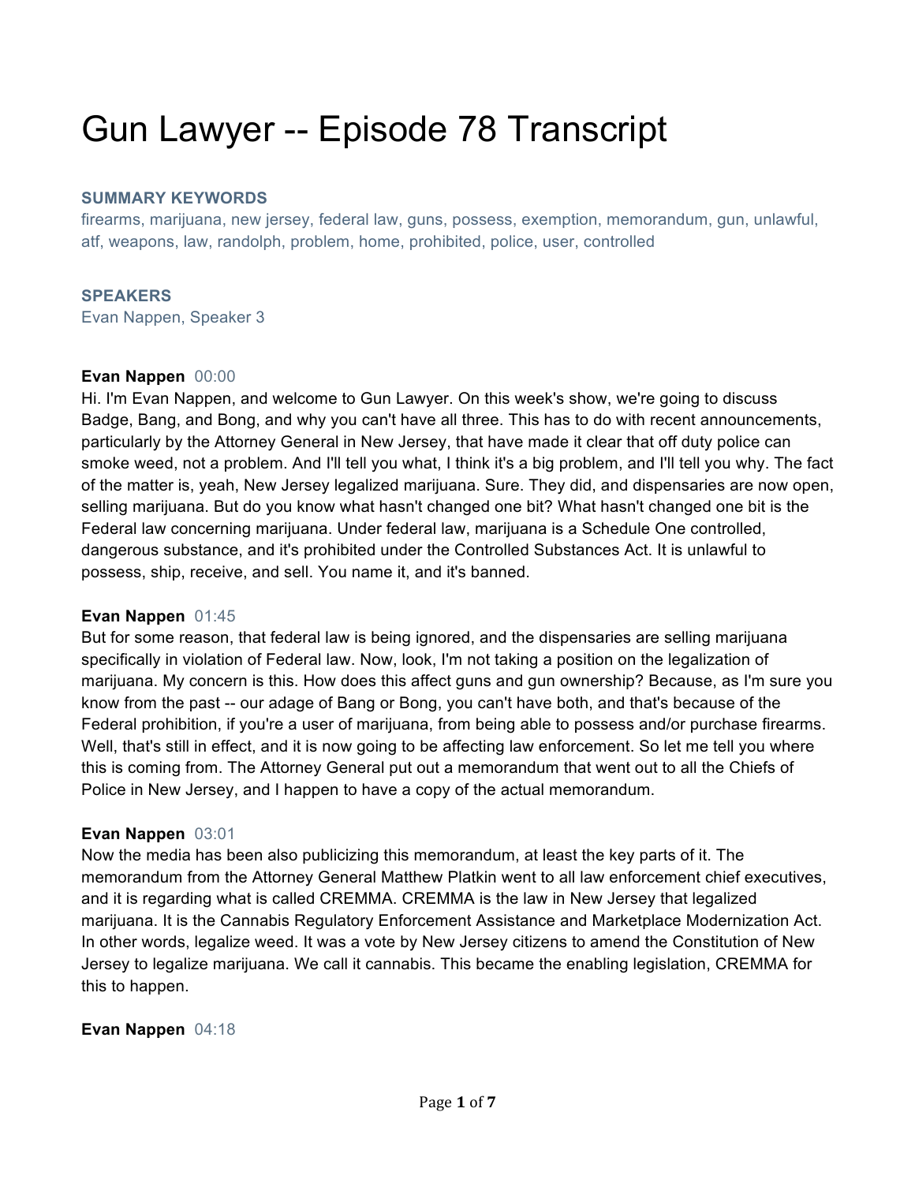# Gun Lawyer -- Episode 78 Transcript

**SUMMARY KEYWORDS**

firearms, marijuana, new jersey, federal law, guns, possess, exemption, memorandum, gun, unlawful, atf, weapons, law, randolph, problem, home, prohibited, police, user, controlled

**SPEAKERS**

Evan Nappen, Speaker 3

**Evan Nappen** 00:00

Hi. I'm Evan Nappen, and welcome to Gun Lawyer. On this week's show, we're going to discuss Badge, Bang, and Bong, and why you can't have all three. This has to do with recent announcements, particularly by the Attorney General in New Jersey, that have made it clear that off duty police can smoke weed, not a problem. And I'll tell you what, I think it's a big problem, and I'll tell you why. The fact of the matter is, yeah, New Jersey legalized marijuana. Sure. They did, and dispensaries are now open, selling marijuana. But do you know what hasn't changed one bit? What hasn't changed one bit is the Federal law concerning marijuana. Under federal law, marijuana is a Schedule One controlled, dangerous substance, and it's prohibited under the Controlled Substances Act. It is unlawful to possess, ship, receive, and sell. You name it, and it's banned.

**Evan Nappen** 01:45

But for some reason, that federal law is being ignored, and the dispensaries are selling marijuana specifically in violation of Federal law. Now, look, I'm not taking a position on the legalization of marijuana. My concern is this. How does this affect guns and gun ownership? Because, as I'm sure you know from the past -- our adage of Bang or Bong, you can't have both, and that's because of the Federal prohibition, if you're a user of marijuana, from being able to possess and/or purchase firearms. Well, that's still in effect, and it is now going to be affecting law enforcement. So let me tell you where this is coming from. The Attorney General put out a memorandum that went out to all the Chiefs of Police in New Jersey, and I happen to have a copy of the actual memorandum.

**Evan Nappen** 03:01

Now the media has been also publicizing this memorandum, at least the key parts of it. The memorandum from the Attorney General Matthew Platkin went to all law enforcement chief executives, and it is regarding what is called CREMMA. CREMMA is the law in New Jersey that legalized marijuana. It is the Cannabis Regulatory Enforcement Assistance and Marketplace Modernization Act. In other words, legalize weed. It was a vote by New Jersey citizens to amend the Constitution of New Jersey to legalize marijuana. We call it cannabis. This became the enabling legislation, CREMMA for this to happen.

**Evan Nappen** 04:18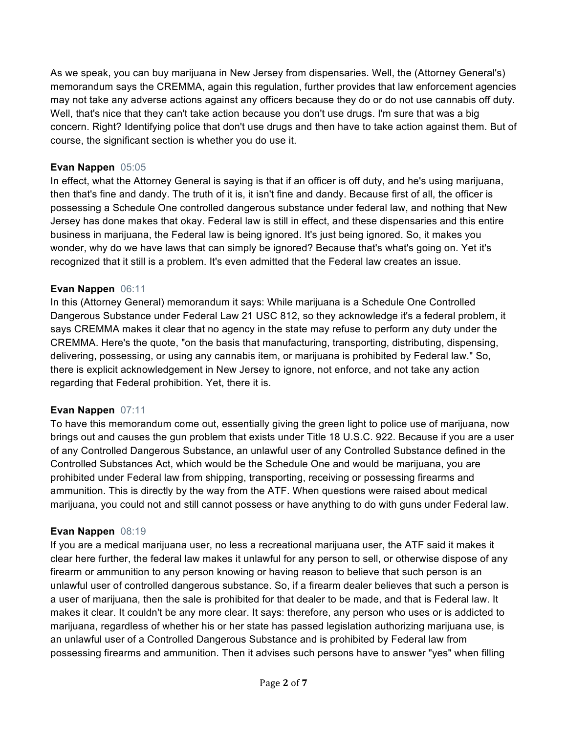As we speak, you can buy marijuana in New Jersey from dispensaries. Well, the (Attorney General's) memorandum says the CREMMA, again this regulation, further provides that law enforcement agencies may not take any adverse actions against any officers because they do or do not use cannabis off duty. Well, that's nice that they can't take action because you don't use drugs. I'm sure that was a big concern. Right? Identifying police that don't use drugs and then have to take action against them. But of course, the significant section is whether you do use it.

**Evan Nappen** 05:05
In effect, what the Attorney General is saying is that if an officer is off duty, and he's using marijuana, then that's fine and dandy. The truth of it is, it isn't fine and dandy. Because first of all, the officer is possessing a Schedule One controlled dangerous substance under federal law, and nothing that New Jersey has done makes that okay. Federal law is still in effect, and these dispensaries and this entire business in marijuana, the Federal law is being ignored. It's just being ignored. So, it makes you wonder, why do we have laws that can simply be ignored? Because that's what's going on. Yet it's recognized that it still is a problem. It's even admitted that the Federal law creates an issue.

**Evan Nappen** 06:11
In this (Attorney General) memorandum it says: While marijuana is a Schedule One Controlled Dangerous Substance under Federal Law 21 USC 812, so they acknowledge it's a federal problem, it says CREMMA makes it clear that no agency in the state may refuse to perform any duty under the CREMMA. Here's the quote, "on the basis that manufacturing, transporting, distributing, dispensing, delivering, possessing, or using any cannabis item, or marijuana is prohibited by Federal law." So, there is explicit acknowledgement in New Jersey to ignore, not enforce, and not take any action regarding that Federal prohibition. Yet, there it is.

**Evan Nappen** 07:11
To have this memorandum come out, essentially giving the green light to police use of marijuana, now brings out and causes the gun problem that exists under Title 18 U.S.C. 922. Because if you are a user of any Controlled Dangerous Substance, an unlawful user of any Controlled Substance defined in the Controlled Substances Act, which would be the Schedule One and would be marijuana, you are prohibited under Federal law from shipping, transporting, receiving or possessing firearms and ammunition. This is directly by the way from the ATF. When questions were raised about medical marijuana, you could not and still cannot possess or have anything to do with guns under Federal law.

**Evan Nappen** 08:19
If you are a medical marijuana user, no less a recreational marijuana user, the ATF said it makes it clear here further, the federal law makes it unlawful for any person to sell, or otherwise dispose of any firearm or ammunition to any person knowing or having reason to believe that such person is an unlawful user of controlled dangerous substance. So, if a firearm dealer believes that such a person is a user of marijuana, then the sale is prohibited for that dealer to be made, and that is Federal law. It makes it clear. It couldn't be any more clear. It says: therefore, any person who uses or is addicted to marijuana, regardless of whether his or her state has passed legislation authorizing marijuana use, is an unlawful user of a Controlled Dangerous Substance and is prohibited by Federal law from possessing firearms and ammunition. Then it advises such persons have to answer "yes" when filling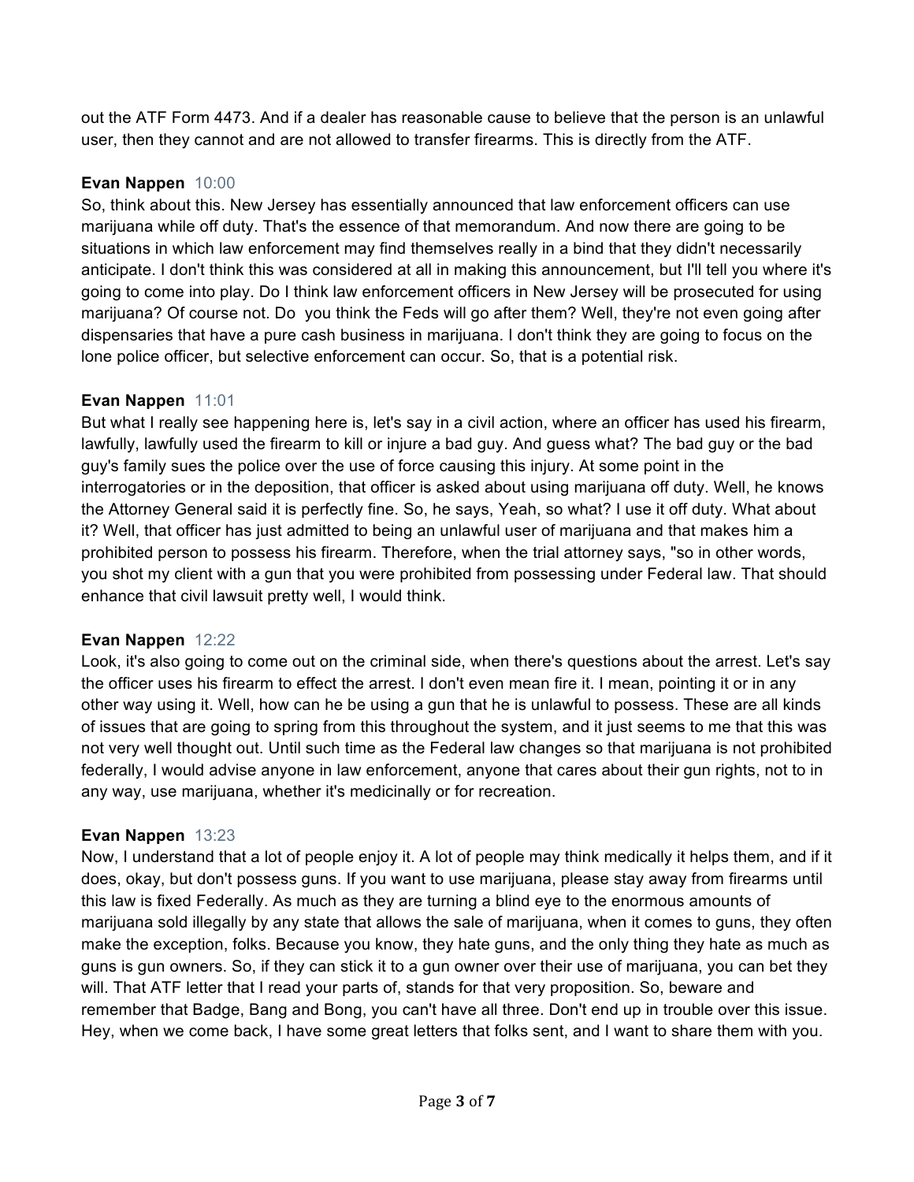out the ATF Form 4473. And if a dealer has reasonable cause to believe that the person is an unlawful user, then they cannot and are not allowed to transfer firearms. This is directly from the ATF.

**Evan Nappen** 10:00
So, think about this. New Jersey has essentially announced that law enforcement officers can use marijuana while off duty. That's the essence of that memorandum. And now there are going to be situations in which law enforcement may find themselves really in a bind that they didn't necessarily anticipate. I don't think this was considered at all in making this announcement, but I'll tell you where it's going to come into play. Do I think law enforcement officers in New Jersey will be prosecuted for using marijuana? Of course not. Do you think the Feds will go after them? Well, they're not even going after dispensaries that have a pure cash business in marijuana. I don't think they are going to focus on the lone police officer, but selective enforcement can occur. So, that is a potential risk.

**Evan Nappen** 11:01
But what I really see happening here is, let's say in a civil action, where an officer has used his firearm, lawfully, lawfully used the firearm to kill or injure a bad guy. And guess what? The bad guy or the bad guy's family sues the police over the use of force causing this injury. At some point in the interrogatories or in the deposition, that officer is asked about using marijuana off duty. Well, he knows the Attorney General said it is perfectly fine. So, he says, Yeah, so what? I use it off duty. What about it? Well, that officer has just admitted to being an unlawful user of marijuana and that makes him a prohibited person to possess his firearm. Therefore, when the trial attorney says, "so in other words, you shot my client with a gun that you were prohibited from possessing under Federal law. That should enhance that civil lawsuit pretty well, I would think.

**Evan Nappen** 12:22
Look, it's also going to come out on the criminal side, when there's questions about the arrest. Let's say the officer uses his firearm to effect the arrest. I don't even mean fire it. I mean, pointing it or in any other way using it. Well, how can he be using a gun that he is unlawful to possess. These are all kinds of issues that are going to spring from this throughout the system, and it just seems to me that this was not very well thought out. Until such time as the Federal law changes so that marijuana is not prohibited federally, I would advise anyone in law enforcement, anyone that cares about their gun rights, not to in any way, use marijuana, whether it's medicinally or for recreation.

**Evan Nappen** 13:23
Now, I understand that a lot of people enjoy it. A lot of people may think medically it helps them, and if it does, okay, but don't possess guns. If you want to use marijuana, please stay away from firearms until this law is fixed Federally. As much as they are turning a blind eye to the enormous amounts of marijuana sold illegally by any state that allows the sale of marijuana, when it comes to guns, they often make the exception, folks. Because you know, they hate guns, and the only thing they hate as much as guns is gun owners. So, if they can stick it to a gun owner over their use of marijuana, you can bet they will. That ATF letter that I read your parts of, stands for that very proposition. So, beware and remember that Badge, Bang and Bong, you can't have all three. Don't end up in trouble over this issue. Hey, when we come back, I have some great letters that folks sent, and I want to share them with you.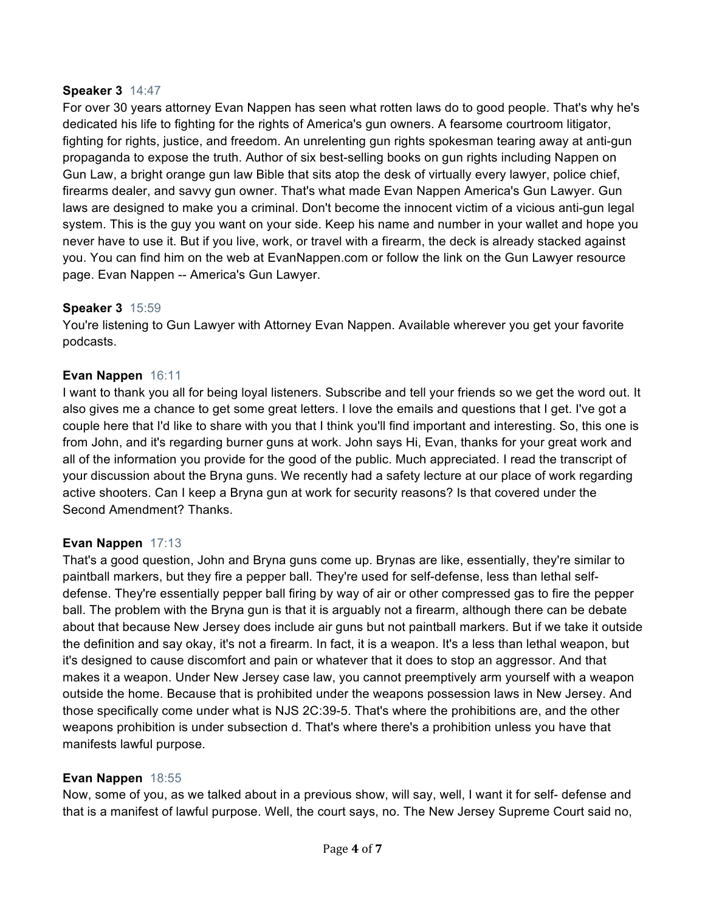**Speaker 3** 14:47

For over 30 years attorney Evan Nappen has seen what rotten laws do to good people. That's why he's dedicated his life to fighting for the rights of America's gun owners. A fearsome courtroom litigator, fighting for rights, justice, and freedom. An unrelenting gun rights spokesman tearing away at anti-gun propaganda to expose the truth. Author of six best-selling books on gun rights including Nappen on Gun Law, a bright orange gun law Bible that sits atop the desk of virtually every lawyer, police chief, firearms dealer, and savvy gun owner. That's what made Evan Nappen America's Gun Lawyer. Gun laws are designed to make you a criminal. Don't become the innocent victim of a vicious anti-gun legal system. This is the guy you want on your side. Keep his name and number in your wallet and hope you never have to use it. But if you live, work, or travel with a firearm, the deck is already stacked against you. You can find him on the web at EvanNappen.com or follow the link on the Gun Lawyer resource page. Evan Nappen -- America's Gun Lawyer.

**Speaker 3** 15:59

You're listening to Gun Lawyer with Attorney Evan Nappen. Available wherever you get your favorite podcasts.

**Evan Nappen** 16:11

I want to thank you all for being loyal listeners. Subscribe and tell your friends so we get the word out. It also gives me a chance to get some great letters. I love the emails and questions that I get. I've got a couple here that I'd like to share with you that I think you'll find important and interesting. So, this one is from John, and it's regarding burner guns at work. John says Hi, Evan, thanks for your great work and all of the information you provide for the good of the public. Much appreciated. I read the transcript of your discussion about the Bryna guns. We recently had a safety lecture at our place of work regarding active shooters. Can I keep a Bryna gun at work for security reasons? Is that covered under the Second Amendment? Thanks.

**Evan Nappen** 17:13

That's a good question, John and Bryna guns come up. Brynas are like, essentially, they're similar to paintball markers, but they fire a pepper ball. They're used for self-defense, less than lethal self-defense. They're essentially pepper ball firing by way of air or other compressed gas to fire the pepper ball. The problem with the Bryna gun is that it is arguably not a firearm, although there can be debate about that because New Jersey does include air guns but not paintball markers. But if we take it outside the definition and say okay, it's not a firearm. In fact, it is a weapon. It's a less than lethal weapon, but it's designed to cause discomfort and pain or whatever that it does to stop an aggressor. And that makes it a weapon. Under New Jersey case law, you cannot preemptively arm yourself with a weapon outside the home. Because that is prohibited under the weapons possession laws in New Jersey. And those specifically come under what is NJS 2C:39-5. That's where the prohibitions are, and the other weapons prohibition is under subsection d. That's where there's a prohibition unless you have that manifests lawful purpose.

**Evan Nappen** 18:55

Now, some of you, as we talked about in a previous show, will say, well, I want it for self- defense and that is a manifest of lawful purpose. Well, the court says, no. The New Jersey Supreme Court said no,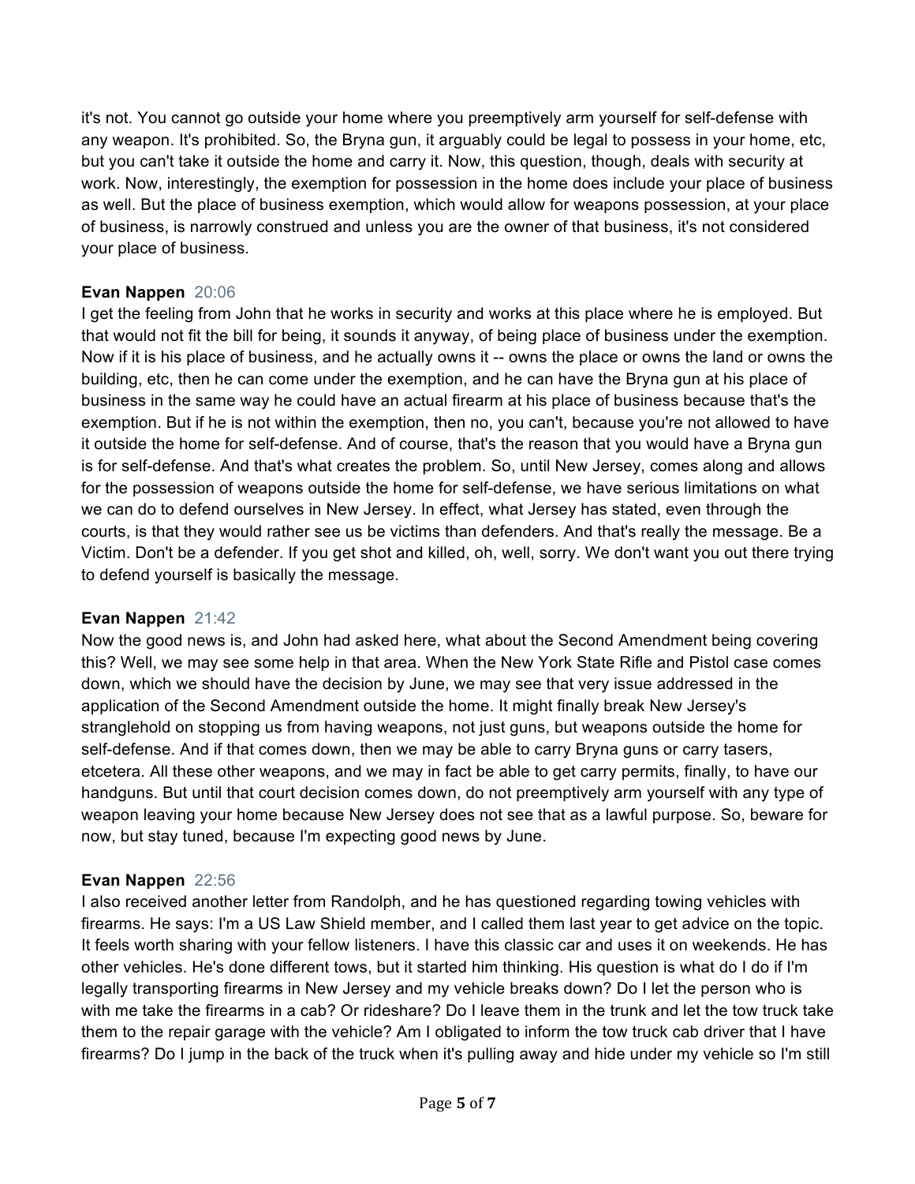it's not. You cannot go outside your home where you preemptively arm yourself for self-defense with any weapon. It's prohibited. So, the Bryna gun, it arguably could be legal to possess in your home, etc, but you can't take it outside the home and carry it. Now, this question, though, deals with security at work. Now, interestingly, the exemption for possession in the home does include your place of business as well. But the place of business exemption, which would allow for weapons possession, at your place of business, is narrowly construed and unless you are the owner of that business, it's not considered your place of business.

**Evan Nappen** 20:06
I get the feeling from John that he works in security and works at this place where he is employed. But that would not fit the bill for being, it sounds it anyway, of being place of business under the exemption. Now if it is his place of business, and he actually owns it -- owns the place or owns the land or owns the building, etc, then he can come under the exemption, and he can have the Bryna gun at his place of business in the same way he could have an actual firearm at his place of business because that's the exemption. But if he is not within the exemption, then no, you can't, because you're not allowed to have it outside the home for self-defense. And of course, that's the reason that you would have a Bryna gun is for self-defense. And that's what creates the problem. So, until New Jersey, comes along and allows for the possession of weapons outside the home for self-defense, we have serious limitations on what we can do to defend ourselves in New Jersey. In effect, what Jersey has stated, even through the courts, is that they would rather see us be victims than defenders. And that's really the message. Be a Victim. Don't be a defender. If you get shot and killed, oh, well, sorry. We don't want you out there trying to defend yourself is basically the message.

**Evan Nappen** 21:42
Now the good news is, and John had asked here, what about the Second Amendment being covering this? Well, we may see some help in that area. When the New York State Rifle and Pistol case comes down, which we should have the decision by June, we may see that very issue addressed in the application of the Second Amendment outside the home. It might finally break New Jersey's stranglehold on stopping us from having weapons, not just guns, but weapons outside the home for self-defense. And if that comes down, then we may be able to carry Bryna guns or carry tasers, etcetera. All these other weapons, and we may in fact be able to get carry permits, finally, to have our handguns. But until that court decision comes down, do not preemptively arm yourself with any type of weapon leaving your home because New Jersey does not see that as a lawful purpose. So, beware for now, but stay tuned, because I'm expecting good news by June.

**Evan Nappen** 22:56
I also received another letter from Randolph, and he has questioned regarding towing vehicles with firearms. He says: I'm a US Law Shield member, and I called them last year to get advice on the topic. It feels worth sharing with your fellow listeners. I have this classic car and uses it on weekends. He has other vehicles. He's done different tows, but it started him thinking. His question is what do I do if I'm legally transporting firearms in New Jersey and my vehicle breaks down? Do I let the person who is with me take the firearms in a cab? Or rideshare? Do I leave them in the trunk and let the tow truck take them to the repair garage with the vehicle? Am I obligated to inform the tow truck cab driver that I have firearms? Do I jump in the back of the truck when it's pulling away and hide under my vehicle so I'm still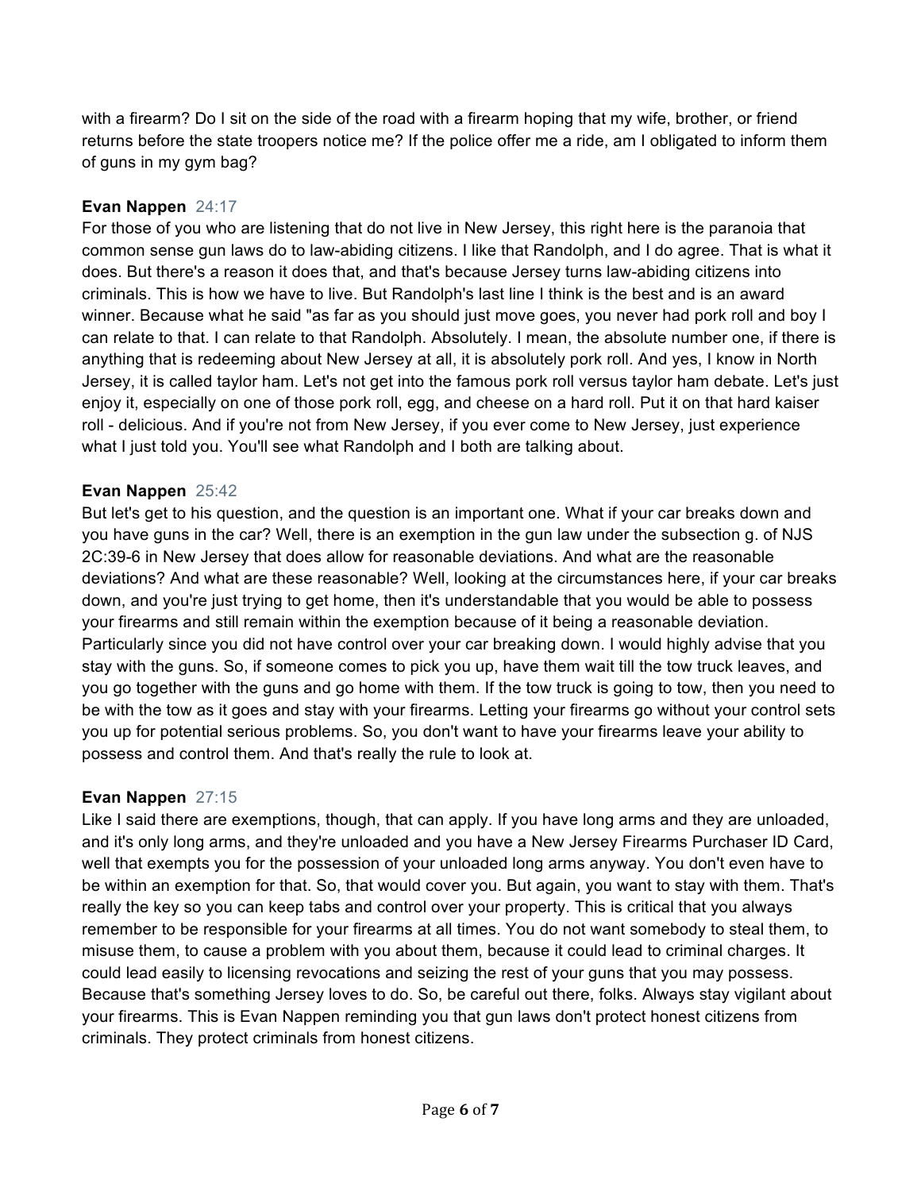with a firearm? Do I sit on the side of the road with a firearm hoping that my wife, brother, or friend returns before the state troopers notice me? If the police offer me a ride, am I obligated to inform them of guns in my gym bag?

**Evan Nappen** 24:17
For those of you who are listening that do not live in New Jersey, this right here is the paranoia that common sense gun laws do to law-abiding citizens. I like that Randolph, and I do agree. That is what it does. But there's a reason it does that, and that's because Jersey turns law-abiding citizens into criminals. This is how we have to live. But Randolph's last line I think is the best and is an award winner. Because what he said "as far as you should just move goes, you never had pork roll and boy I can relate to that. I can relate to that Randolph. Absolutely. I mean, the absolute number one, if there is anything that is redeeming about New Jersey at all, it is absolutely pork roll. And yes, I know in North Jersey, it is called taylor ham. Let's not get into the famous pork roll versus taylor ham debate. Let's just enjoy it, especially on one of those pork roll, egg, and cheese on a hard roll. Put it on that hard kaiser roll - delicious. And if you're not from New Jersey, if you ever come to New Jersey, just experience what I just told you. You'll see what Randolph and I both are talking about.

**Evan Nappen** 25:42
But let's get to his question, and the question is an important one. What if your car breaks down and you have guns in the car? Well, there is an exemption in the gun law under the subsection g. of NJS 2C:39-6 in New Jersey that does allow for reasonable deviations. And what are the reasonable deviations? And what are these reasonable? Well, looking at the circumstances here, if your car breaks down, and you're just trying to get home, then it's understandable that you would be able to possess your firearms and still remain within the exemption because of it being a reasonable deviation. Particularly since you did not have control over your car breaking down. I would highly advise that you stay with the guns. So, if someone comes to pick you up, have them wait till the tow truck leaves, and you go together with the guns and go home with them. If the tow truck is going to tow, then you need to be with the tow as it goes and stay with your firearms. Letting your firearms go without your control sets you up for potential serious problems. So, you don't want to have your firearms leave your ability to possess and control them. And that's really the rule to look at.

**Evan Nappen** 27:15
Like I said there are exemptions, though, that can apply. If you have long arms and they are unloaded, and it's only long arms, and they're unloaded and you have a New Jersey Firearms Purchaser ID Card, well that exempts you for the possession of your unloaded long arms anyway. You don't even have to be within an exemption for that. So, that would cover you. But again, you want to stay with them. That's really the key so you can keep tabs and control over your property. This is critical that you always remember to be responsible for your firearms at all times. You do not want somebody to steal them, to misuse them, to cause a problem with you about them, because it could lead to criminal charges. It could lead easily to licensing revocations and seizing the rest of your guns that you may possess. Because that's something Jersey loves to do. So, be careful out there, folks. Always stay vigilant about your firearms. This is Evan Nappen reminding you that gun laws don't protect honest citizens from criminals. They protect criminals from honest citizens.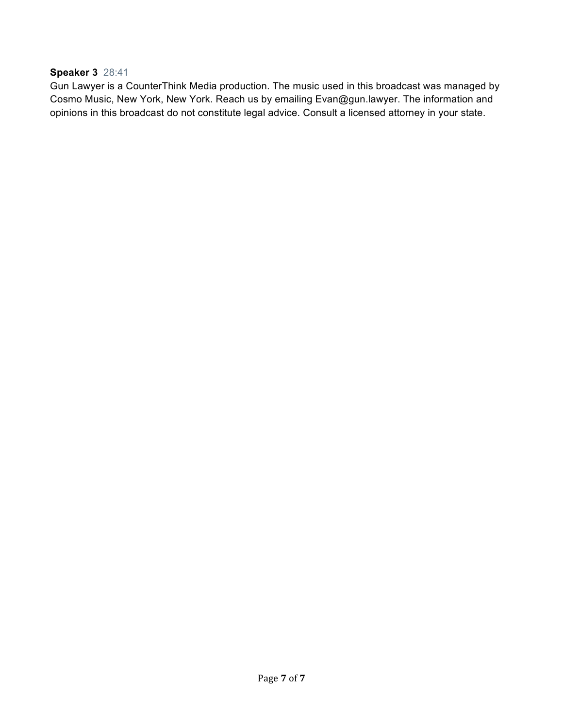**Speaker 3** 28:41

Gun Lawyer is a CounterThink Media production. The music used in this broadcast was managed by Cosmo Music, New York, New York. Reach us by emailing Evan@gun.lawyer. The information and opinions in this broadcast do not constitute legal advice. Consult a licensed attorney in your state.